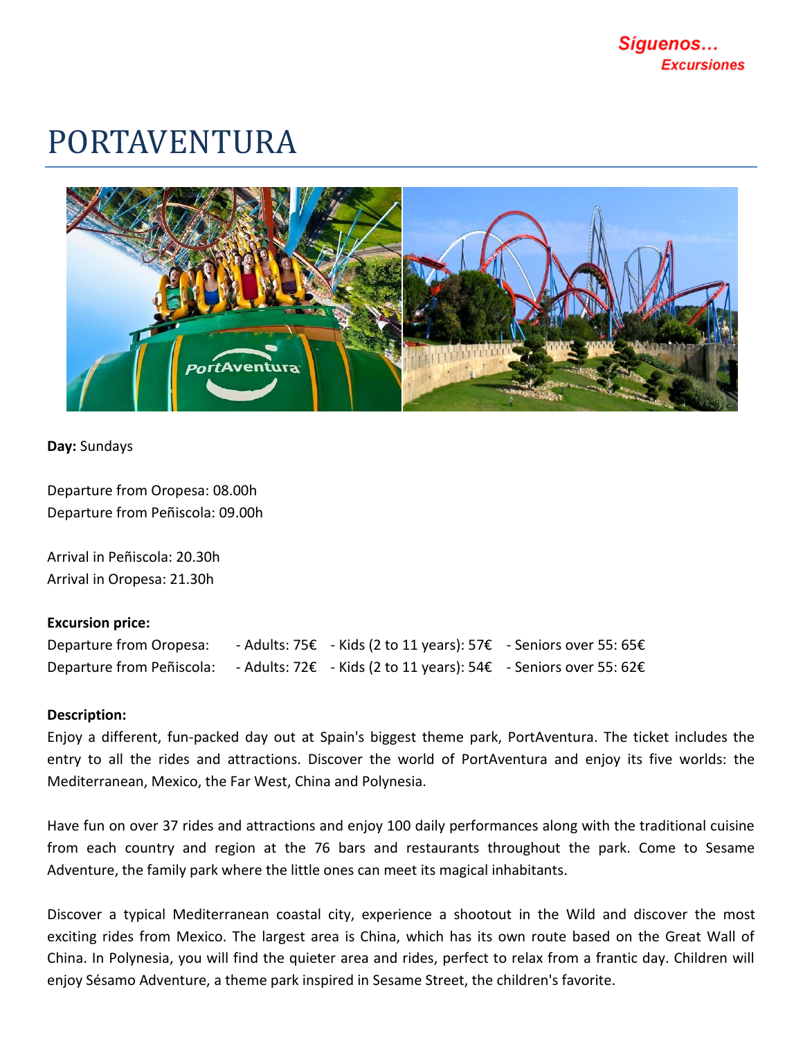Síguenos…
Excursiones

# PORTAVENTURA

**Day:** Sundays

Departure from Oropesa: 08.00h
Departure from Peñiscola: 09.00h

Arrival in Peñiscola: 20.30h
Arrival in Oropesa: 21.30h

**Excursion price:**

| | | | |
|---|---|---|---|
| Departure from Oropesa: | - Adults: 75€ | - Kids (2 to 11 years): 57€ | - Seniors over 55: 65€ |
| Departure from Peñiscola: | - Adults: 72€ | - Kids (2 to 11 years): 54€ | - Seniors over 55: 62€ |

**Description:**

Enjoy a different, fun-packed day out at Spain's biggest theme park, PortAventura. The ticket includes the entry to all the rides and attractions. Discover the world of PortAventura and enjoy its five worlds: the Mediterranean, Mexico, the Far West, China and Polynesia.

Have fun on over 37 rides and attractions and enjoy 100 daily performances along with the traditional cuisine from each country and region at the 76 bars and restaurants throughout the park. Come to Sesame Adventure, the family park where the little ones can meet its magical inhabitants.

Discover a typical Mediterranean coastal city, experience a shootout in the Wild and discover the most exciting rides from Mexico. The largest area is China, which has its own route based on the Great Wall of China. In Polynesia, you will find the quieter area and rides, perfect to relax from a frantic day. Children will enjoy Sésamo Adventure, a theme park inspired in Sesame Street, the children's favorite.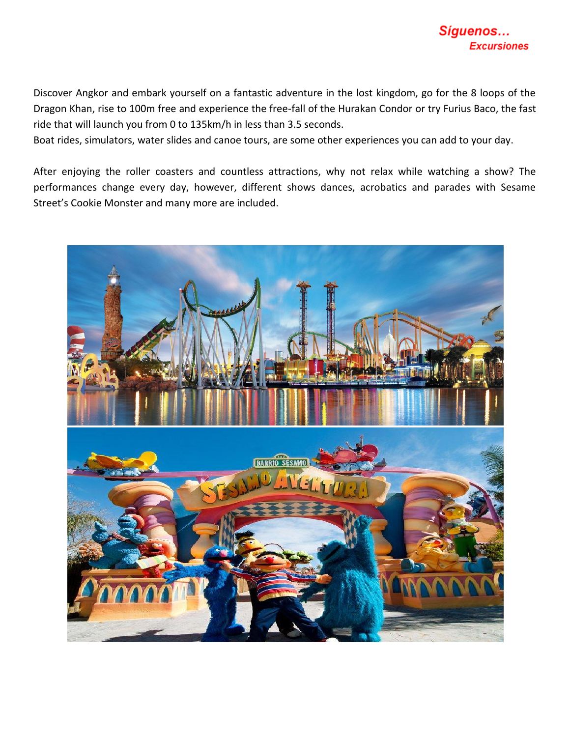Discover Angkor and embark yourself on a fantastic adventure in the lost kingdom, go for the 8 loops of the Dragon Khan, rise to 100m free and experience the free-fall of the Hurakan Condor or try Furius Baco, the fast ride that will launch you from 0 to 135km/h in less than 3.5 seconds.
Boat rides, simulators, water slides and canoe tours, are some other experiences you can add to your day.

After enjoying the roller coasters and countless attractions, why not relax while watching a show? The performances change every day, however, different shows dances, acrobatics and parades with Sesame Street's Cookie Monster and many more are included.